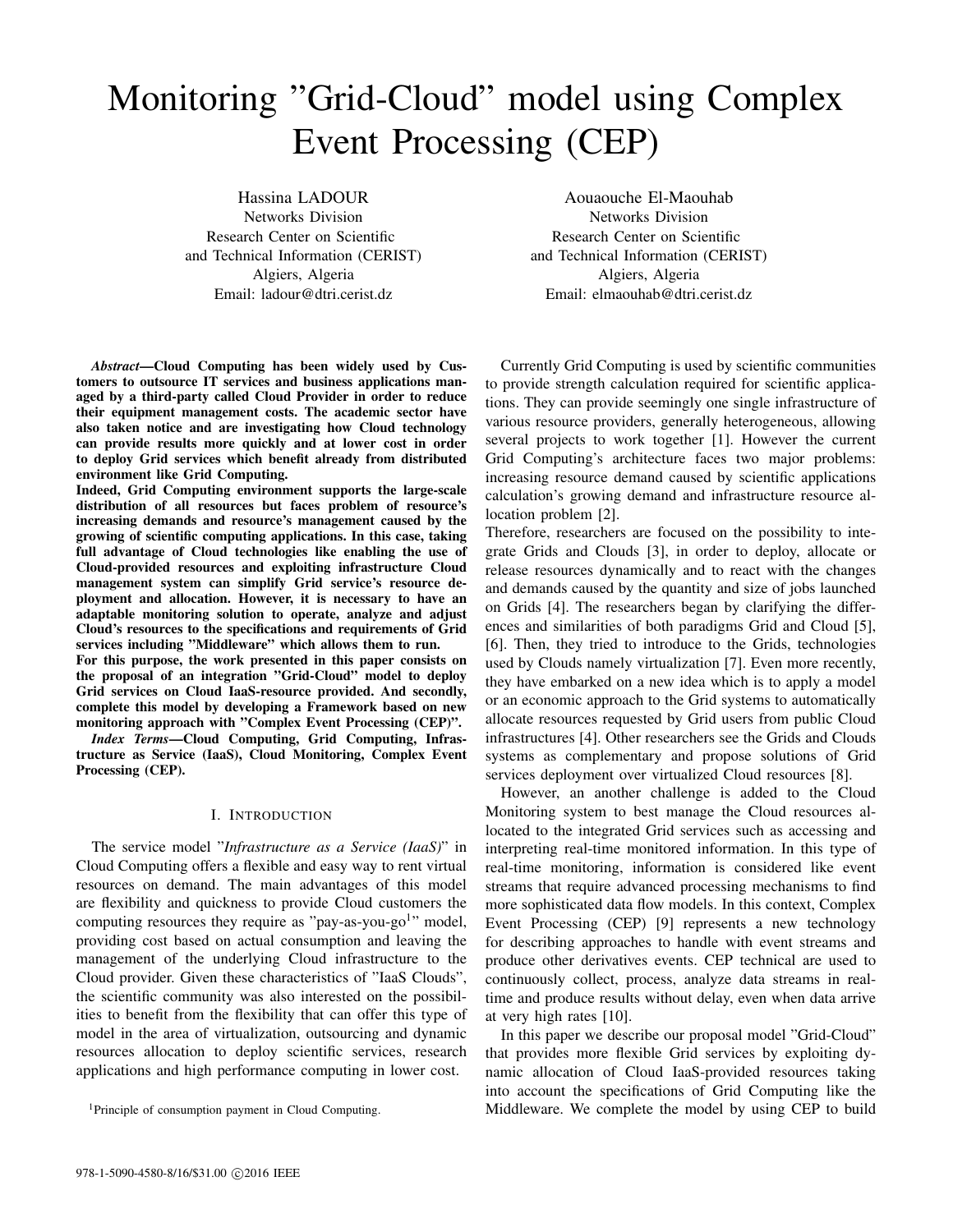# Monitoring "Grid-Cloud" model using Complex Event Processing (CEP)

Hassina LADOUR
Networks Division
Research Center on Scientific and Technical Information (CERIST)
Algiers, Algeria
Email: ladour@dtri.cerist.dz

Aouaouche El-Maouhab
Networks Division
Research Center on Scientific and Technical Information (CERIST)
Algiers, Algeria
Email: elmaouhab@dtri.cerist.dz

***Abstract*—Cloud Computing has been widely used by Customers to outsource IT services and business applications managed by a third-party called Cloud Provider in order to reduce their equipment management costs. The academic sector have also taken notice and are investigating how Cloud technology can provide results more quickly and at lower cost in order to deploy Grid services which benefit already from distributed environment like Grid Computing.**

**Indeed, Grid Computing environment supports the large-scale distribution of all resources but faces problem of resource's increasing demands and resource's management caused by the growing of scientific computing applications. In this case, taking full advantage of Cloud technologies like enabling the use of Cloud-provided resources and exploiting infrastructure Cloud management system can simplify Grid service's resource deployment and allocation. However, it is necessary to have an adaptable monitoring solution to operate, analyze and adjust Cloud's resources to the specifications and requirements of Grid services including "Middleware" which allows them to run.**

**For this purpose, the work presented in this paper consists on the proposal of an integration "Grid-Cloud" model to deploy Grid services on Cloud IaaS-resource provided. And secondly, complete this model by developing a Framework based on new monitoring approach with "Complex Event Processing (CEP)".**

***Index Terms*—Cloud Computing, Grid Computing, Infrastructure as Service (IaaS), Cloud Monitoring, Complex Event Processing (CEP).**

## I. Introduction

The service model "*Infrastructure as a Service (IaaS)*" in Cloud Computing offers a flexible and easy way to rent virtual resources on demand. The main advantages of this model are flexibility and quickness to provide Cloud customers the computing resources they require as "pay-as-you-go[1]" model, providing cost based on actual consumption and leaving the management of the underlying Cloud infrastructure to the Cloud provider. Given these characteristics of "IaaS Clouds", the scientific community was also interested on the possibilities to benefit from the flexibility that can offer this type of model in the area of virtualization, outsourcing and dynamic resources allocation to deploy scientific services, research applications and high performance computing in lower cost.

[1]Principle of consumption payment in Cloud Computing.

Currently Grid Computing is used by scientific communities to provide strength calculation required for scientific applications. They can provide seemingly one single infrastructure of various resource providers, generally heterogeneous, allowing several projects to work together [1]. However the current Grid Computing's architecture faces two major problems: increasing resource demand caused by scientific applications calculation's growing demand and infrastructure resource allocation problem [2].

Therefore, researchers are focused on the possibility to integrate Grids and Clouds [3], in order to deploy, allocate or release resources dynamically and to react with the changes and demands caused by the quantity and size of jobs launched on Grids [4]. The researchers began by clarifying the differences and similarities of both paradigms Grid and Cloud [5], [6]. Then, they tried to introduce to the Grids, technologies used by Clouds namely virtualization [7]. Even more recently, they have embarked on a new idea which is to apply a model or an economic approach to the Grid systems to automatically allocate resources requested by Grid users from public Cloud infrastructures [4]. Other researchers see the Grids and Clouds systems as complementary and propose solutions of Grid services deployment over virtualized Cloud resources [8].

However, an another challenge is added to the Cloud Monitoring system to best manage the Cloud resources allocated to the integrated Grid services such as accessing and interpreting real-time monitored information. In this type of real-time monitoring, information is considered like event streams that require advanced processing mechanisms to find more sophisticated data flow models. In this context, Complex Event Processing (CEP) [9] represents a new technology for describing approaches to handle with event streams and produce other derivatives events. CEP technical are used to continuously collect, process, analyze data streams in real-time and produce results without delay, even when data arrive at very high rates [10].

In this paper we describe our proposal model "Grid-Cloud" that provides more flexible Grid services by exploiting dynamic allocation of Cloud IaaS-provided resources taking into account the specifications of Grid Computing like the Middleware. We complete the model by using CEP to build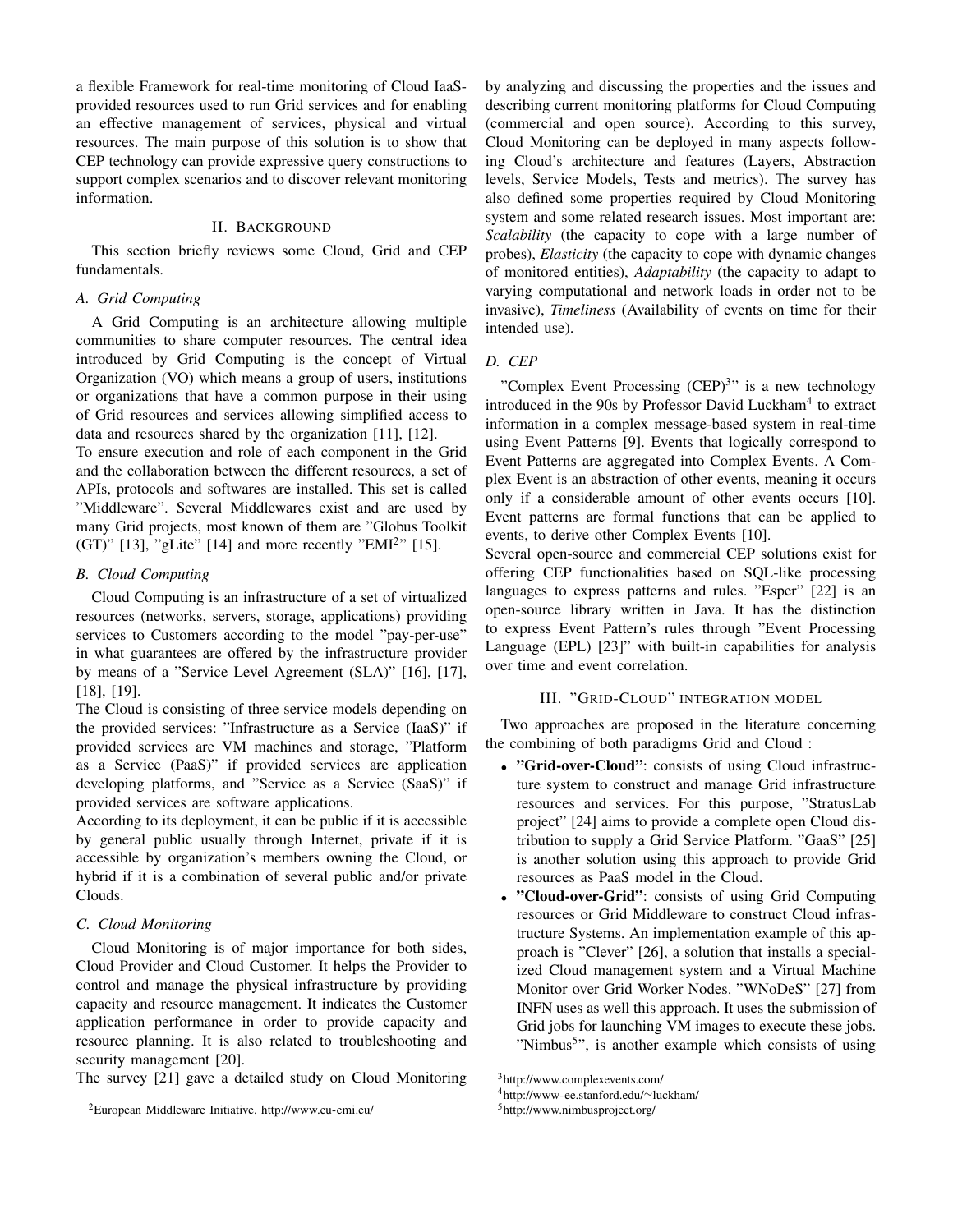a flexible Framework for real-time monitoring of Cloud IaaS-provided resources used to run Grid services and for enabling an effective management of services, physical and virtual resources. The main purpose of this solution is to show that CEP technology can provide expressive query constructions to support complex scenarios and to discover relevant monitoring information.

## II. Background

This section briefly reviews some Cloud, Grid and CEP fundamentals.

### A. Grid Computing

A Grid Computing is an architecture allowing multiple communities to share computer resources. The central idea introduced by Grid Computing is the concept of Virtual Organization (VO) which means a group of users, institutions or organizations that have a common purpose in their using of Grid resources and services allowing simplified access to data and resources shared by the organization [11], [12].

To ensure execution and role of each component in the Grid and the collaboration between the different resources, a set of APIs, protocols and softwares are installed. This set is called "Middleware". Several Middlewares exist and are used by many Grid projects, most known of them are "Globus Toolkit (GT)" [13], "gLite" [14] and more recently "EMI[2]" [15].

### B. Cloud Computing

Cloud Computing is an infrastructure of a set of virtualized resources (networks, servers, storage, applications) providing services to Customers according to the model "pay-per-use" in what guarantees are offered by the infrastructure provider by means of a "Service Level Agreement (SLA)" [16], [17], [18], [19].

The Cloud is consisting of three service models depending on the provided services: "Infrastructure as a Service (IaaS)" if provided services are VM machines and storage, "Platform as a Service (PaaS)" if provided services are application developing platforms, and "Service as a Service (SaaS)" if provided services are software applications.

According to its deployment, it can be public if it is accessible by general public usually through Internet, private if it is accessible by organization's members owning the Cloud, or hybrid if it is a combination of several public and/or private Clouds.

### C. Cloud Monitoring

Cloud Monitoring is of major importance for both sides, Cloud Provider and Cloud Customer. It helps the Provider to control and manage the physical infrastructure by providing capacity and resource management. It indicates the Customer application performance in order to provide capacity and resource planning. It is also related to troubleshooting and security management [20].

The survey [21] gave a detailed study on Cloud Monitoring by analyzing and discussing the properties and the issues and describing current monitoring platforms for Cloud Computing (commercial and open source). According to this survey, Cloud Monitoring can be deployed in many aspects following Cloud's architecture and features (Layers, Abstraction levels, Service Models, Tests and metrics). The survey has also defined some properties required by Cloud Monitoring system and some related research issues. Most important are: *Scalability* (the capacity to cope with a large number of probes), *Elasticity* (the capacity to cope with dynamic changes of monitored entities), *Adaptability* (the capacity to adapt to varying computational and network loads in order not to be invasive), *Timeliness* (Availability of events on time for their intended use).

### D. CEP

"Complex Event Processing (CEP)[3]" is a new technology introduced in the 90s by Professor David Luckham[4] to extract information in a complex message-based system in real-time using Event Patterns [9]. Events that logically correspond to Event Patterns are aggregated into Complex Events. A Complex Event is an abstraction of other events, meaning it occurs only if a considerable amount of other events occurs [10]. Event patterns are formal functions that can be applied to events, to derive other Complex Events [10].

Several open-source and commercial CEP solutions exist for offering CEP functionalities based on SQL-like processing languages to express patterns and rules. "Esper" [22] is an open-source library written in Java. It has the distinction to express Event Pattern's rules through "Event Processing Language (EPL) [23]" with built-in capabilities for analysis over time and event correlation.

## III. "Grid-Cloud" integration model

Two approaches are proposed in the literature concerning the combining of both paradigms Grid and Cloud :

- **"Grid-over-Cloud"**: consists of using Cloud infrastructure system to construct and manage Grid infrastructure resources and services. For this purpose, "StratusLab project" [24] aims to provide a complete open Cloud distribution to supply a Grid Service Platform. "GaaS" [25] is another solution using this approach to provide Grid resources as PaaS model in the Cloud.
- **"Cloud-over-Grid"**: consists of using Grid Computing resources or Grid Middleware to construct Cloud infrastructure Systems. An implementation example of this approach is "Clever" [26], a solution that installs a specialized Cloud management system and a Virtual Machine Monitor over Grid Worker Nodes. "WNoDeS" [27] from INFN uses as well this approach. It uses the submission of Grid jobs for launching VM images to execute these jobs. "Nimbus[5]", is another example which consists of using

[2]European Middleware Initiative. http://www.eu-emi.eu/

[3]http://www.complexevents.com/

[4]http://www-ee.stanford.edu/∼luckham/

[5]http://www.nimbusproject.org/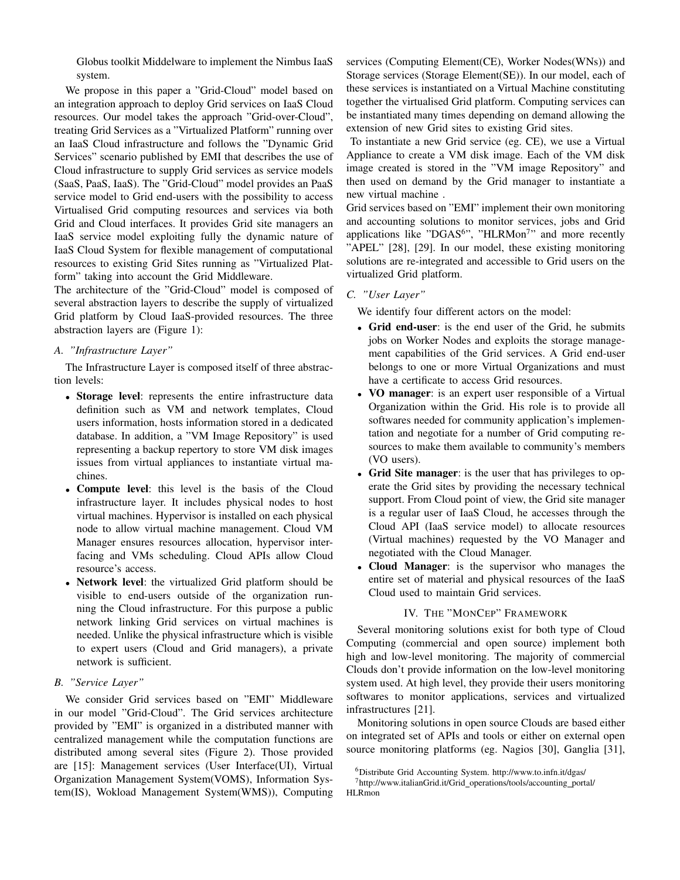Globus toolkit Middelware to implement the Nimbus IaaS system.

We propose in this paper a "Grid-Cloud" model based on an integration approach to deploy Grid services on IaaS Cloud resources. Our model takes the approach "Grid-over-Cloud", treating Grid Services as a "Virtualized Platform" running over an IaaS Cloud infrastructure and follows the "Dynamic Grid Services" scenario published by EMI that describes the use of Cloud infrastructure to supply Grid services as service models (SaaS, PaaS, IaaS). The "Grid-Cloud" model provides an PaaS service model to Grid end-users with the possibility to access Virtualised Grid computing resources and services via both Grid and Cloud interfaces. It provides Grid site managers an IaaS service model exploiting fully the dynamic nature of IaaS Cloud System for flexible management of computational resources to existing Grid Sites running as "Virtualized Platform" taking into account the Grid Middleware.

The architecture of the "Grid-Cloud" model is composed of several abstraction layers to describe the supply of virtualized Grid platform by Cloud IaaS-provided resources. The three abstraction layers are (Figure 1):

### A. *"Infrastructure Layer"*

The Infrastructure Layer is composed itself of three abstraction levels:

- **Storage level**: represents the entire infrastructure data definition such as VM and network templates, Cloud users information, hosts information stored in a dedicated database. In addition, a "VM Image Repository" is used representing a backup repertory to store VM disk images issues from virtual appliances to instantiate virtual machines.
- **Compute level**: this level is the basis of the Cloud infrastructure layer. It includes physical nodes to host virtual machines. Hypervisor is installed on each physical node to allow virtual machine management. Cloud VM Manager ensures resources allocation, hypervisor interfacing and VMs scheduling. Cloud APIs allow Cloud resource's access.
- **Network level**: the virtualized Grid platform should be visible to end-users outside of the organization running the Cloud infrastructure. For this purpose a public network linking Grid services on virtual machines is needed. Unlike the physical infrastructure which is visible to expert users (Cloud and Grid managers), a private network is sufficient.

### B. *"Service Layer"*

We consider Grid services based on "EMI" Middleware in our model "Grid-Cloud". The Grid services architecture provided by "EMI" is organized in a distributed manner with centralized management while the computation functions are distributed among several sites (Figure 2). Those provided are [15]: Management services (User Interface(UI), Virtual Organization Management System(VOMS), Information System(IS), Wokload Management System(WMS)), Computing services (Computing Element(CE), Worker Nodes(WNs)) and Storage services (Storage Element(SE)). In our model, each of these services is instantiated on a Virtual Machine constituting together the virtualised Grid platform. Computing services can be instantiated many times depending on demand allowing the extension of new Grid sites to existing Grid sites.

To instantiate a new Grid service (eg. CE), we use a Virtual Appliance to create a VM disk image. Each of the VM disk image created is stored in the "VM image Repository" and then used on demand by the Grid manager to instantiate a new virtual machine .

Grid services based on "EMI" implement their own monitoring and accounting solutions to monitor services, jobs and Grid applications like "DGAS[6]", "HLRMon[7]" and more recently "APEL" [28], [29]. In our model, these existing monitoring solutions are re-integrated and accessible to Grid users on the virtualized Grid platform.

### C. *"User Layer"*

We identify four different actors on the model:

- **Grid end-user**: is the end user of the Grid, he submits jobs on Worker Nodes and exploits the storage management capabilities of the Grid services. A Grid end-user belongs to one or more Virtual Organizations and must have a certificate to access Grid resources.
- **VO manager**: is an expert user responsible of a Virtual Organization within the Grid. His role is to provide all softwares needed for community application's implementation and negotiate for a number of Grid computing resources to make them available to community's members (VO users).
- **Grid Site manager**: is the user that has privileges to operate the Grid sites by providing the necessary technical support. From Cloud point of view, the Grid site manager is a regular user of IaaS Cloud, he accesses through the Cloud API (IaaS service model) to allocate resources (Virtual machines) requested by the VO Manager and negotiated with the Cloud Manager.
- **Cloud Manager**: is the supervisor who manages the entire set of material and physical resources of the IaaS Cloud used to maintain Grid services.

## IV. The "MonCep" Framework

Several monitoring solutions exist for both type of Cloud Computing (commercial and open source) implement both high and low-level monitoring. The majority of commercial Clouds don't provide information on the low-level monitoring system used. At high level, they provide their users monitoring softwares to monitor applications, services and virtualized infrastructures [21].

Monitoring solutions in open source Clouds are based either on integrated set of APIs and tools or either on external open source monitoring platforms (eg. Nagios [30], Ganglia [31],

[6] Distribute Grid Accounting System. http://www.to.infn.it/dgas/

[7] http://www.italianGrid.it/Grid_operations/tools/accounting_portal/HLRmon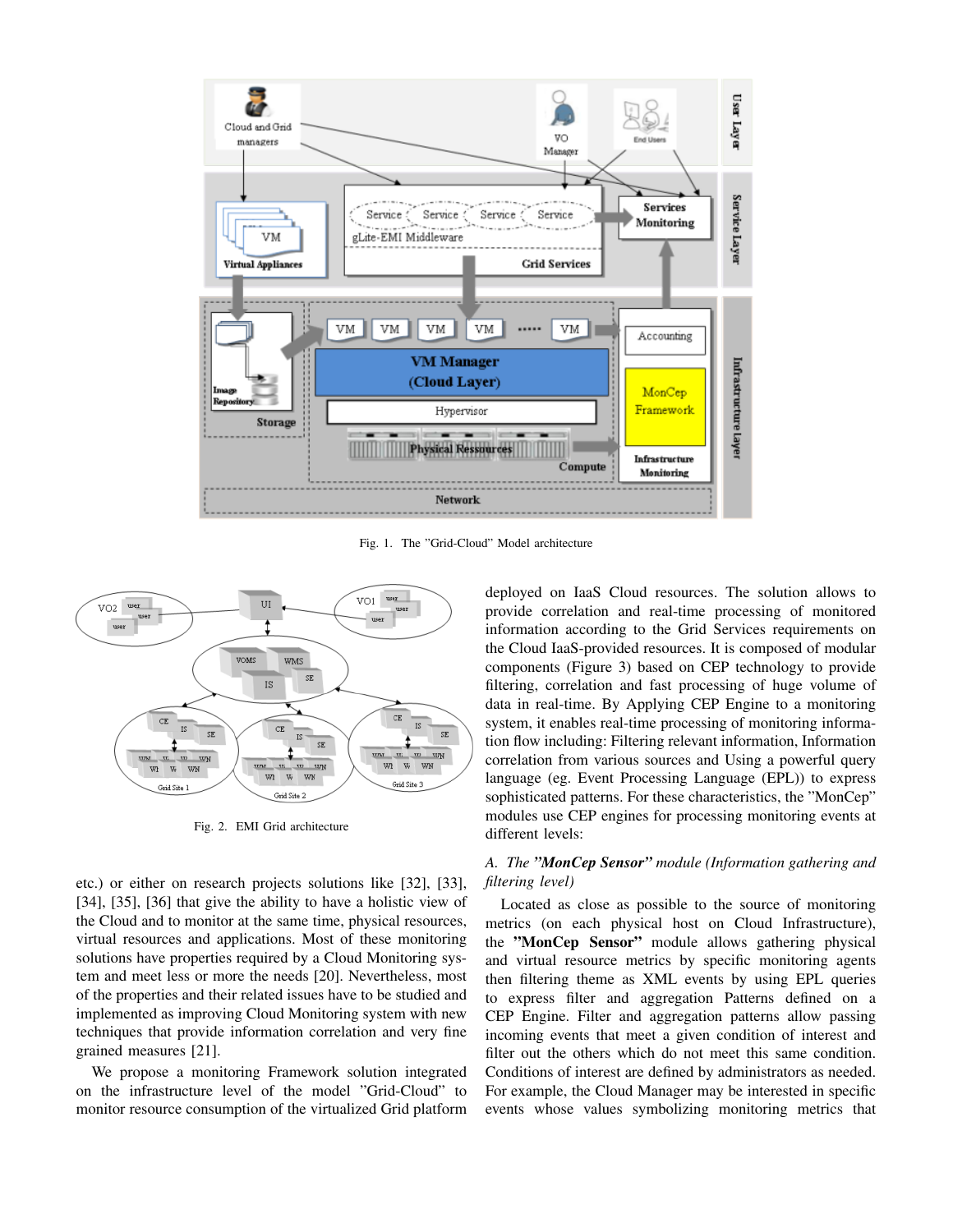Fig. 1. The "Grid-Cloud" Model architecture

Fig. 2. EMI Grid architecture

etc.) or either on research projects solutions like [32], [33], [34], [35], [36] that give the solution to have a holistic view of the Cloud and to monitor at the same time, physical resources, virtual resources and applications. Most of these monitoring solutions have properties required by a Cloud Monitoring system and meet less or more the needs [20]. Nevertheless, most of the properties and their related issues have to be studied and implemented as improving Cloud Monitoring system with new techniques that provide information correlation and very fine grained measures [21].

We propose a monitoring Framework solution integrated on the infrastructure level of the model "Grid-Cloud" to monitor resource consumption of the virtualized Grid platform deployed on IaaS Cloud resources. The solution allows to provide correlation and real-time processing of monitored information according to the Grid Services requirements on the Cloud IaaS-provided resources. It is composed of modular components (Figure 3) based on CEP technology to provide filtering, correlation and fast processing of huge volume of data in real-time. By Applying CEP Engine to a monitoring system, it enables real-time processing of monitoring information flow including: Filtering relevant information, Information correlation from various sources and Using a powerful query language (eg. Event Processing Language (EPL)) to express sophisticated patterns. For these characteristics, the "MonCep" modules use CEP engines for processing monitoring events at different levels:

### *A. The **"MonCep Sensor"** module (Information gathering and filtering level)*

Located as close as possible to the source of monitoring metrics (on each physical host on Cloud Infrastructure), the **"MonCep Sensor"** module allows gathering physical and virtual resource metrics by specific monitoring agents then filtering theme as XML events by using EPL queries to express filter and aggregation Patterns defined on a CEP Engine. Filter and aggregation patterns allow passing incoming events that meet a given condition of interest and filter out the others which do not meet this same condition. Conditions of interest are defined by administrators as needed. For example, the Cloud Manager may be interested in specific events whose values symbolizing monitoring metrics that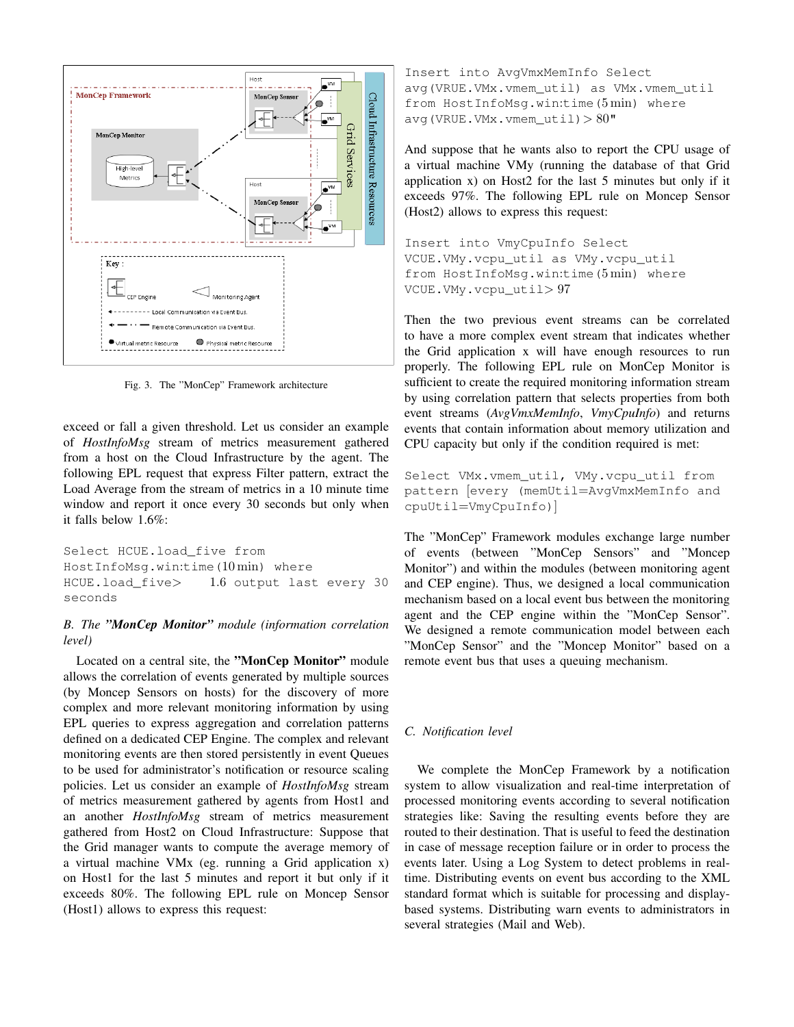Fig. 3. The "MonCep" Framework architecture

exceed or fall a given threshold. Let us consider an example of *HostInfoMsg* stream of metrics measurement gathered from a host on the Cloud Infrastructure by the agent. The following EPL request that express Filter pattern, extract the Load Average from the stream of metrics in a 10 minute time window and report it once every 30 seconds but only when it falls below 1.6%:

```
Select HCUE.load_five from
HostInfoMsg.win:time(10 min) where
HCUE.load_five> 1.6 output last every 30
seconds
```

### B. The *"MonCep Monitor"* module (information correlation level)

Located on a central site, the **"MonCep Monitor"** module allows the correlation of events generated by multiple sources (by Moncep Sensors on hosts) for the discovery of more complex and more relevant monitoring information by using EPL queries to express aggregation and correlation patterns defined on a dedicated CEP Engine. The complex and relevant monitoring events are then stored persistently in event Queues to be used for administrator's notification or resource scaling policies. Let us consider an example of *HostInfoMsg* stream of metrics measurement gathered by agents from Host1 and an another *HostInfoMsg* stream of metrics measurement gathered from Host2 on Cloud Infrastructure: Suppose that the Grid manager wants to compute the average memory of a virtual machine VMx (eg. running a Grid application x) on Host1 for the last 5 minutes and report it but only if it exceeds 80%. The following EPL rule on Moncep Sensor (Host1) allows to express this request:

```
Insert into AvgVmxMemInfo Select
avg(VRUE.VMx.vmem_util) as VMx.vmem_util
from HostInfoMsg.win:time(5 min) where
avg(VRUE.VMx.vmem_util)> 80"
```

And suppose that he wants also to report the CPU usage of a virtual machine VMy (running the database of that Grid application x) on Host2 for the last 5 minutes but only if it exceeds 97%. The following EPL rule on Moncep Sensor (Host2) allows to express this request:

```
Insert into VmyCpuInfo Select
VCUE.VMy.vcpu_util as VMy.vcpu_util
from HostInfoMsg.win:time(5 min) where
VCUE.VMy.vcpu_util> 97
```

Then the two previous event streams can be correlated to have a more complex event stream that indicates whether the Grid application x will have enough resources to run properly. The following EPL rule on MonCep Monitor is sufficient to create the required monitoring information stream by using correlation pattern that selects properties from both event streams (*AvgVmxMemInfo*, *VmyCpuInfo*) and returns events that contain information about memory utilization and CPU capacity but only if the condition required is met:

```
Select VMx.vmem_util, VMy.vcpu_util from
pattern [every (memUtil=AvgVmxMemInfo and
cpuUtil=VmyCpuInfo)]
```

The "MonCep" Framework modules exchange large number of events (between "MonCep Sensors" and "Moncep Monitor") and within the modules (between monitoring agent and CEP engine). Thus, we designed a local communication mechanism based on a local event bus between the monitoring agent and the CEP engine within the "MonCep Sensor". We designed a remote communication model between each "MonCep Sensor" and the "Moncep Monitor" based on a remote event bus that uses a queuing mechanism.

### C. Notification level

We complete the MonCep Framework by a notification system to allow visualization and real-time interpretation of processed monitoring events according to several notification strategies like: Saving the resulting events before they are routed to their destination. That is useful to feed the destination in case of message reception failure or in order to process the events later. Using a Log System to detect problems in real-time. Distributing events on event bus according to the XML standard format which is suitable for processing and display-based systems. Distributing warn events to administrators in several strategies (Mail and Web).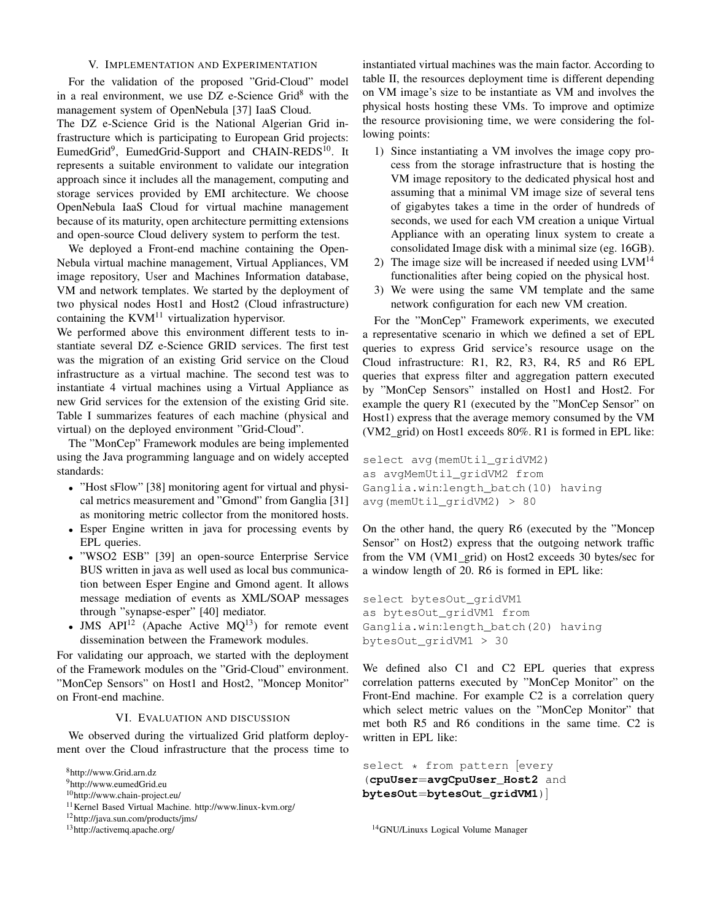## V. Implementation and Experimentation

For the validation of the proposed "Grid-Cloud" model in a real environment, we use DZ e-Science Grid[8] with the management system of OpenNebula [37] IaaS Cloud.

The DZ e-Science Grid is the National Algerian Grid infrastructure which is participating to European Grid projects: EumedGrid[9], EumedGrid-Support and CHAIN-REDS[10]. It represents a suitable environment to validate our integration approach since it includes all the management, computing and storage services provided by EMI architecture. We choose OpenNebula IaaS Cloud for virtual machine management because of its maturity, open architecture permitting extensions and open-source Cloud delivery system to perform the test.

We deployed a Front-end machine containing the OpenNebula virtual machine management, Virtual Appliances, VM image repository, User and Machines Information database, VM and network templates. We started by the deployment of two physical nodes Host1 and Host2 (Cloud infrastructure) containing the KVM[11] virtualization hypervisor.

We performed above this environment different tests to instantiate several DZ e-Science GRID services. The first test was the migration of an existing Grid service on the Cloud infrastructure as a virtual machine. The second test was to instantiate 4 virtual machines using a Virtual Appliance as new Grid services for the extension of the existing Grid site. Table I summarizes features of each machine (physical and virtual) on the deployed environment "Grid-Cloud".

The "MonCep" Framework modules are being implemented using the Java programming language and on widely accepted standards:

- "Host sFlow" [38] monitoring agent for virtual and physical metrics measurement and "Gmond" from Ganglia [31] as monitoring metric collector from the monitored hosts.
- Esper Engine written in java for processing events by EPL queries.
- "WSO2 ESB" [39] an open-source Enterprise Service BUS written in java as well used as local bus communication between Esper Engine and Gmond agent. It allows message mediation of events as XML/SOAP messages through "synapse-esper" [40] mediator.
- JMS API[12] (Apache Active MQ[13]) for remote event dissemination between the Framework modules.

For validating our approach, we started with the deployment of the Framework modules on the "Grid-Cloud" environment. "MonCep Sensors" on Host1 and Host2, "Moncep Monitor" on Front-end machine.

## VI. Evaluation and Discussion

We observed during the virtualized Grid platform deployment over the Cloud infrastructure that the process time to instantiated virtual machines was the main factor. According to table II, the resources deployment time is different depending on VM image's size to be instantiate as VM and involves the physical hosts hosting these VMs. To improve and optimize the resource provisioning time, we were considering the following points:

1) Since instantiating a VM involves the image copy process from the storage infrastructure that is hosting the VM image repository to the dedicated physical host and assuming that a minimal VM image size of several tens of gigabytes takes a time in the order of hundreds of seconds, we used for each VM creation a unique Virtual Appliance with an operating linux system to create a consolidated Image disk with a minimal size (eg. 16GB).
2) The image size will be increased if needed using LVM[14] functionalities after being copied on the physical host.
3) We were using the same VM template and the same network configuration for each new VM creation.

For the "MonCep" Framework experiments, we executed a representative scenario in which we defined a set of EPL queries to express Grid service's resource usage on the Cloud infrastructure: R1, R2, R3, R4, R5 and R6 EPL queries that express filter and aggregation pattern executed by "MonCep Sensors" installed on Host1 and Host2. For example the query R1 (executed by the "MonCep Sensor" on Host1) express that the average memory consumed by the VM (VM2_grid) on Host1 exceeds 80%. R1 is formed in EPL like:

```
select avg(memUtil_gridVM2)
as avgMemUtil_gridVM2 from
Ganglia.win:length_batch(10) having
avg(memUtil_gridVM2) > 80
```

On the other hand, the query R6 (executed by the "Moncep Sensor" on Host2) express that the outgoing network traffic from the VM (VM1_grid) on Host2 exceeds 30 bytes/sec for a window length of 20. R6 is formed in EPL like:

```
select bytesOut_gridVM1
as bytesOut_gridVM1 from
Ganglia.win:length_batch(20) having
bytesOut_gridVM1 > 30
```

We defined also C1 and C2 EPL queries that express correlation patterns executed by "MonCep Monitor" on the Front-End machine. For example C2 is a correlation query which select metric values on the "MonCep Monitor" that met both R5 and R6 conditions in the same time. C2 is written in EPL like:

```
select * from pattern [every
(cpuUser=avgCpuUser_Host2 and
bytesOut=bytesOut_gridVM1)]
```

[8] http://www.Grid.arn.dz
[9] http://www.eumedGrid.eu
[10] http://www.chain-project.eu/
[11] Kernel Based Virtual Machine. http://www.linux-kvm.org/
[12] http://java.sun.com/products/jms/
[13] http://activemq.apache.org/
[14] GNU/Linuxs Logical Volume Manager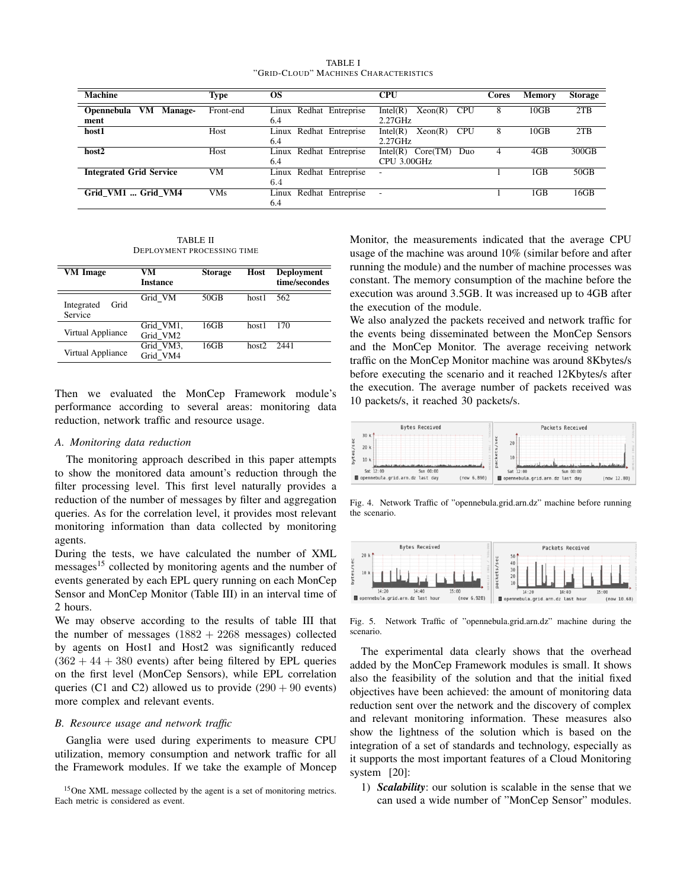TABLE I
"GRID-CLOUD" MACHINES CHARACTERISTICS

| Machine | Type | OS | CPU | Cores | Memory | Storage |
|---|---|---|---|---|---|---|
| **Opennebula VM Management** | Front-end | Linux Redhat Entreprise 6.4 | Intel(R) Xeon(R) CPU 2.27GHz | 8 | 10GB | 2TB |
| **host1** | Host | Linux Redhat Entreprise 6.4 | Intel(R) Xeon(R) CPU 2.27GHz | 8 | 10GB | 2TB |
| **host2** | Host | Linux Redhat Entreprise 6.4 | Intel(R) Core(TM) Duo CPU 3.00GHz | 4 | 4GB | 300GB |
| **Integrated Grid Service** | VM | Linux Redhat Entreprise 6.4 | - | 1 | 1GB | 50GB |
| **Grid_VM1 ... Grid_VM4** | VMs | Linux Redhat Entreprise 6.4 | - | 1 | 1GB | 16GB |

TABLE II
DEPLOYMENT PROCESSING TIME

| VM Image | VM Instance | Storage | Host | Deployment time/secondes |
|---|---|---|---|---|
| Integrated Grid Service | Grid_VM | 50GB | host1 | 562 |
| Virtual Appliance | Grid_VM1, Grid_VM2 | 16GB | host1 | 170 |
| Virtual Appliance | Grid_VM3, Grid_VM4 | 16GB | host2 | 2441 |

Then we evaluated the MonCep Framework module's performance according to several areas: monitoring data reduction, network traffic and resource usage.

### A. Monitoring data reduction

The monitoring approach described in this paper attempts to show the monitored data amount's reduction through the filter processing level. This first level naturally provides a reduction of the number of messages by filter and aggregation queries. As for the correlation level, it provides most relevant monitoring information than data collected by monitoring agents.

During the tests, we have calculated the number of XML messages[15] collected by monitoring agents and the number of events generated by each EPL query running on each MonCep Sensor and MonCep Monitor (Table III) in an interval time of 2 hours.

We may observe according to the results of table III that the number of messages $(1882 + 2268$ messages) collected by agents on Host1 and Host2 was significantly reduced $(362 + 44 + 380$ events) after being filtered by EPL queries on the first level (MonCep Sensors), while EPL correlation queries (C1 and C2) allowed us to provide $(290 + 90$ events) more complex and relevant events.

### B. Resource usage and network traffic

Ganglia were used during experiments to measure CPU utilization, memory consumption and network traffic for all the Framework modules. If we take the example of Moncep Monitor, the measurements indicated that the average CPU usage of the machine was around 10% (similar before and after running the module) and the number of machine processes was constant. The memory consumption of the machine before the execution was around 3.5GB. It was increased up to 4GB after the execution of the module.

We also analyzed the packets received and network traffic for the events being disseminated between the MonCep Sensors and the MonCep Monitor. The average receiving network traffic on the MonCep Monitor machine was around 8Kbytes/s before executing the scenario and it reached 12Kbytes/s after the execution. The average number of packets received was 10 packets/s, it reached 30 packets/s.

Fig. 4. Network Traffic of "opennebula.grid.arn.dz" machine before running the scenario.

Fig. 5. Network Traffic of "opennebula.grid.arn.dz" machine during the scenario.

The experimental data clearly shows that the overhead added by the MonCep Framework modules is small. It shows also the feasibility of the solution and that the initial fixed objectives have been achieved: the amount of monitoring data reduction sent over the network and the discovery of complex and relevant monitoring information. These measures also show the lightness of the solution which is based on the integration of a set of standards and technology, especially as it supports the most important features of a Cloud Monitoring system [20]:

1) ***Scalability***: our solution is scalable in the sense that we can used a wide number of "MonCep Sensor" modules.

[15] One XML message collected by the agent is a set of monitoring metrics. Each metric is considered as event.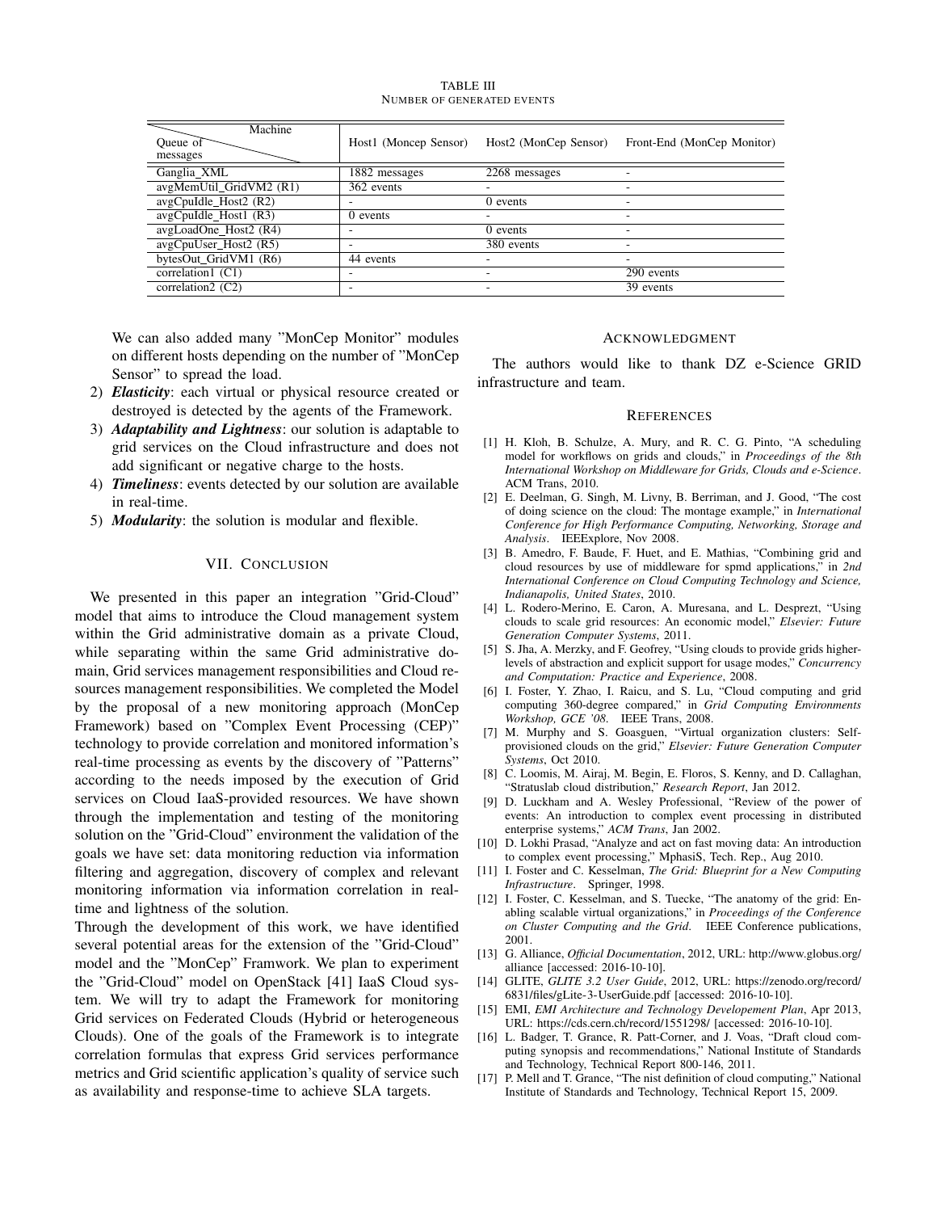TABLE III
NUMBER OF GENERATED EVENTS

| Machine / Queue of messages | Host1 (Moncep Sensor) | Host2 (MonCep Sensor) | Front-End (MonCep Monitor) |
|---|---|---|---|
| Ganglia_XML | 1882 messages | 2268 messages | - |
| avgMemUtil_GridVM2 (R1) | 362 events | - | - |
| avgCpuIdle_Host2 (R2) | - | 0 events | - |
| avgCpuIdle_Host1 (R3) | 0 events | - | - |
| avgLoadOne_Host2 (R4) | - | 0 events | - |
| avgCpuUser_Host2 (R5) | - | 380 events | - |
| bytesOut_GridVM1 (R6) | 44 events | - | - |
| correlation1 (C1) | - | - | 290 events |
| correlation2 (C2) | - | - | 39 events |

We can also added many "MonCep Monitor" modules on different hosts depending on the number of "MonCep Sensor" to spread the load.

2) ***Elasticity***: each virtual or physical resource created or destroyed is detected by the agents of the Framework.
3) ***Adaptability and Lightness***: our solution is adaptable to grid services on the Cloud infrastructure and does not add significant or negative charge to the hosts.
4) ***Timeliness***: events detected by our solution are available in real-time.
5) ***Modularity***: the solution is modular and flexible.

## VII. CONCLUSION

We presented in this paper an integration "Grid-Cloud" model that aims to introduce the Cloud management system within the Grid administrative domain as a private Cloud, while separating within the same Grid administrative domain, Grid services management responsibilities and Cloud resources management responsibilities. We completed the Model by the proposal of a new monitoring approach (MonCep Framework) based on "Complex Event Processing (CEP)" technology to provide correlation and monitored information's real-time processing as events by the discovery of "Patterns" according to the needs imposed by the execution of Grid services on Cloud IaaS-provided resources. We have shown through the implementation and testing of the monitoring solution on the "Grid-Cloud" environment the validation of the goals we have set: data monitoring reduction via information filtering and aggregation, discovery of complex and relevant monitoring information via information correlation in real-time and lightness of the solution.

Through the development of this work, we have identified several potential areas for the extension of the "Grid-Cloud" model and the "MonCep" Framwork. We plan to experiment the "Grid-Cloud" model on OpenStack [41] IaaS Cloud system. We will try to adapt the Framework for monitoring Grid services on Federated Clouds (Hybrid or heterogeneous Clouds). One of the goals of the Framework is to integrate correlation formulas that express Grid services performance metrics and Grid scientific application's quality of service such as availability and response-time to achieve SLA targets.

## ACKNOWLEDGMENT

The authors would like to thank DZ e-Science GRID infrastructure and team.

## REFERENCES

[1] H. Kloh, B. Schulze, A. Mury, and R. C. G. Pinto, "A scheduling model for workflows on grids and clouds," in *Proceedings of the 8th International Workshop on Middleware for Grids, Clouds and e-Science*. ACM Trans, 2010.

[2] E. Deelman, G. Singh, M. Livny, B. Berriman, and J. Good, "The cost of doing science on the cloud: The montage example," in *International Conference for High Performance Computing, Networking, Storage and Analysis*. IEEExplore, Nov 2008.

[3] B. Amedro, F. Baude, F. Huet, and E. Mathias, "Combining grid and cloud resources by use of middleware for spmd applications," in *2nd International Conference on Cloud Computing Technology and Science, Indianapolis, United States*, 2010.

[4] L. Rodero-Merino, E. Caron, A. Muresana, and L. Desprezt, "Using clouds to scale grid resources: An economic model," *Elsevier: Future Generation Computer Systems*, 2011.

[5] S. Jha, A. Merzky, and F. Geofrey, "Using clouds to provide grids higher-levels of abstraction and explicit support for usage modes," *Concurrency and Computation: Practice and Experience*, 2008.

[6] I. Foster, Y. Zhao, I. Raicu, and S. Lu, "Cloud computing and grid computing 360-degree compared," in *Grid Computing Environments Workshop, GCE '08*. IEEE Trans, 2008.

[7] M. Murphy and S. Goasguen, "Virtual organization clusters: Self-provisioned clouds on the grid," *Elsevier: Future Generation Computer Systems*, Oct 2010.

[8] C. Loomis, M. Airaj, M. Begin, E. Floros, S. Kenny, and D. Callaghan, "Stratuslab cloud distribution," *Research Report*, Jan 2012.

[9] D. Luckham and A. Wesley Professional, "Review of the power of events: An introduction to complex event processing in distributed enterprise systems," *ACM Trans*, Jan 2002.

[10] D. Lokhi Prasad, "Analyze and act on fast moving data: An introduction to complex event processing," MphasiS, Tech. Rep., Aug 2010.

[11] I. Foster and C. Kesselman, *The Grid: Blueprint for a New Computing Infrastructure*. Springer, 1998.

[12] I. Foster, C. Kesselman, and S. Tuecke, "The anatomy of the grid: Enabling scalable virtual organizations," in *Proceedings of the Conference on Cluster Computing and the Grid*. IEEE Conference publications, 2001.

[13] G. Alliance, *Official Documentation*, 2012, URL: http://www.globus.org/alliance [accessed: 2016-10-10].

[14] GLITE, *GLITE 3.2 User Guide*, 2012, URL: https://zenodo.org/record/6831/files/gLite-3-UserGuide.pdf [accessed: 2016-10-10].

[15] EMI, *EMI Architecture and Technology Developement Plan*, Apr 2013, URL: https://cds.cern.ch/record/1551298/ [accessed: 2016-10-10].

[16] L. Badger, T. Grance, R. Patt-Corner, and J. Voas, "Draft cloud computing synopsis and recommendations," National Institute of Standards and Technology, Technical Report 800-146, 2011.

[17] P. Mell and T. Grance, "The nist definition of cloud computing," National Institute of Standards and Technology, Technical Report 15, 2009.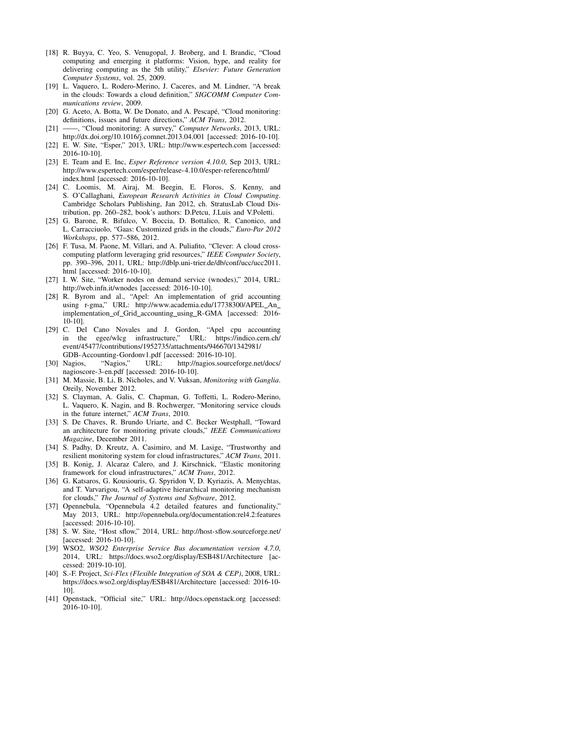[18] R. Buyya, C. Yeo, S. Venugopal, J. Broberg, and I. Brandic, "Cloud computing and emerging it platforms: Vision, hype, and reality for delivering computing as the 5th utility," *Elsevier: Future Generation Computer Systems*, vol. 25, 2009.

[19] L. Vaquero, L. Rodero-Merino, J. Caceres, and M. Lindner, "A break in the clouds: Towards a cloud definition," *SIGCOMM Computer Communications review*, 2009.

[20] G. Aceto, A. Botta, W. De Donato, and A. Pescapé, "Cloud monitoring: definitions, issues and future directions," *ACM Trans*, 2012.

[21] ——, "Cloud monitoring: A survey," *Computer Networks*, 2013, URL: http://dx.doi.org/10.1016/j.comnet.2013.04.001 [accessed: 2016-10-10].

[22] E. W. Site, "Esper," 2013, URL: http://www.espertech.com [accessed: 2016-10-10].

[23] E. Team and E. Inc, *Esper Reference version 4.10.0*, Sep 2013, URL: http://www.espertech.com/esper/release-4.10.0/esper-reference/html/index.html [accessed: 2016-10-10].

[24] C. Loomis, M. Airaj, M. Beegin, E. Floros, S. Kenny, and S. O'Callaghani, *European Research Activities in Cloud Computing*. Cambridge Scholars Publishing, Jan 2012, ch. StratusLab Cloud Distribution, pp. 260–282, book's authors: D.Petcu, J.Luis and V.Poletti.

[25] G. Barone, R. Bifulco, V. Boccia, D. Bottalico, R. Canonico, and L. Carracciuolo, "Gaas: Customized grids in the clouds," *Euro-Par 2012 Workshops*, pp. 577–586, 2012.

[26] F. Tusa, M. Paone, M. Villari, and A. Puliafito, "Clever: A cloud cross-computing platform leveraging grid resources," *IEEE Computer Society*, pp. 390–396, 2011, URL: http://dblp.uni-trier.de/db/conf/ucc/ucc2011.html [accessed: 2016-10-10].

[27] I. W. Site, "Worker nodes on demand service (wnodes)," 2014, URL: http://web.infn.it/wnodes [accessed: 2016-10-10].

[28] R. Byrom and al., "Apel: An implementation of grid accounting using r-gma," URL: http://www.academia.edu/17738300/APEL_An_implementation_of_Grid_accounting_using_R-GMA [accessed: 2016-10-10].

[29] C. Del Cano Novales and J. Gordon, "Apel cpu accounting in the egee/wlcg infrastructure," URL: https://indico.cern.ch/event/45477/contributions/1952735/attachments/946670/1342981/GDB-Accounting-Gordonv1.pdf [accessed: 2016-10-10].

[30] Nagios, "Nagios," URL: http://nagios.sourceforge.net/docs/nagioscore-3-en.pdf [accessed: 2016-10-10].

[31] M. Massie, B. Li, B. Nicholes, and V. Vuksan, *Monitoring with Ganglia*. Oreily, November 2012.

[32] S. Clayman, A. Galis, C. Chapman, G. Toffetti, L. Rodero-Merino, L. Vaquero, K. Nagin, and B. Rochwerger, "Monitoring service clouds in the future internet," *ACM Trans*, 2010.

[33] S. De Chaves, R. Brundo Uriarte, and C. Becker Westphall, "Toward an architecture for monitoring private clouds," *IEEE Communications Magazine*, December 2011.

[34] S. Padhy, D. Kreutz, A. Casimiro, and M. Lasige, "Trustworthy and resilient monitoring system for cloud infrastructures," *ACM Trans*, 2011.

[35] B. Konig, J. Alcaraz Calero, and J. Kirschnick, "Elastic monitoring framework for cloud infrastructures," *ACM Trans*, 2012.

[36] G. Katsaros, G. Kousiouris, G. Spyridon V, D. Kyriazis, A. Menychtas, and T. Varvarigou, "A self-adaptive hierarchical monitoring mechanism for clouds," *The Journal of Systems and Software*, 2012.

[37] Opennebula, "Opennebula 4.2 detailed features and functionality," May 2013, URL: http://opennebula.org/documentation:rel4.2:features [accessed: 2016-10-10].

[38] S. W. Site, "Host sflow," 2014, URL: http://host-sflow.sourceforge.net/ [accessed: 2016-10-10].

[39] WSO2, *WSO2 Enterprise Service Bus documentation version 4.7.0*, 2014, URL: https://docs.wso2.org/display/ESB481/Architecture [accessed: 2019-10-10].

[40] S.-F. Project, *Sci-Flex (Flexible Integration of SOA & CEP)*, 2008, URL: https://docs.wso2.org/display/ESB481/Architecture [accessed: 2016-10-10].

[41] Openstack, "Official site," URL: http://docs.openstack.org [accessed: 2016-10-10].